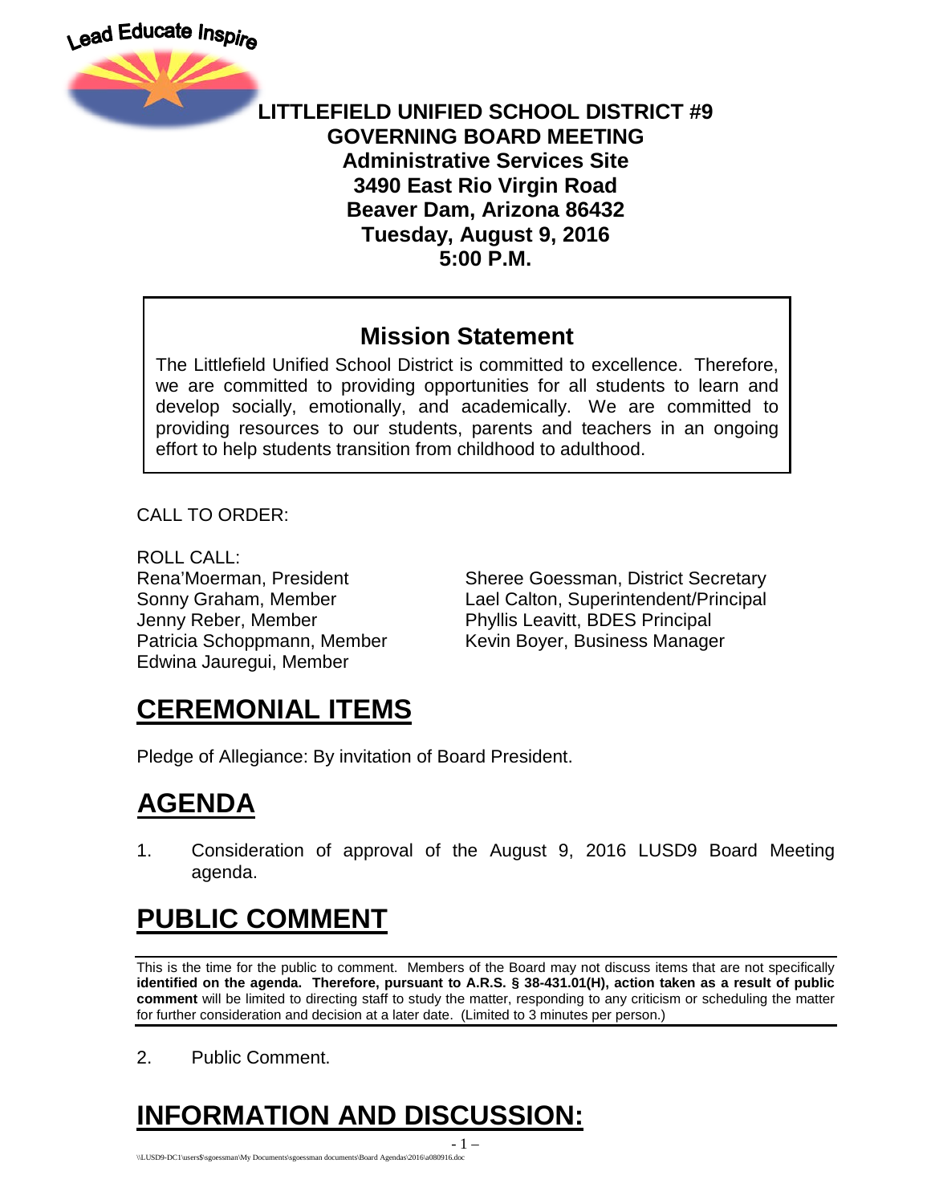Lead Educate Inspire

**LITTLEFIELD UNIFIED SCHOOL DISTRICT #9**
**GOVERNING BOARD MEETING**
**Administrative Services Site**
**3490 East Rio Virgin Road**
**Beaver Dam, Arizona 86432**
**Tuesday, August 9, 2016**
**5:00 P.M.**

## Mission Statement

The Littlefield Unified School District is committed to excellence. Therefore, we are committed to providing opportunities for all students to learn and develop socially, emotionally, and academically. We are committed to providing resources to our students, parents and teachers in an ongoing effort to help students transition from childhood to adulthood.

CALL TO ORDER:

ROLL CALL:

Rena'Moerman, President
Sonny Graham, Member
Jenny Reber, Member
Patricia Schoppmann, Member
Edwina Jauregui, Member

Sheree Goessman, District Secretary
Lael Calton, Superintendent/Principal
Phyllis Leavitt, BDES Principal
Kevin Boyer, Business Manager

# CEREMONIAL ITEMS

Pledge of Allegiance: By invitation of Board President.

# AGENDA

1. Consideration of approval of the August 9, 2016 LUSD9 Board Meeting agenda.

# PUBLIC COMMENT

This is the time for the public to comment. Members of the Board may not discuss items that are not specifically **identified on the agenda. Therefore, pursuant to A.R.S. § 38-431.01(H), action taken as a result of public comment** will be limited to directing staff to study the matter, responding to any criticism or scheduling the matter for further consideration and decision at a later date. (Limited to 3 minutes per person.)

2. Public Comment.

# INFORMATION AND DISCUSSION: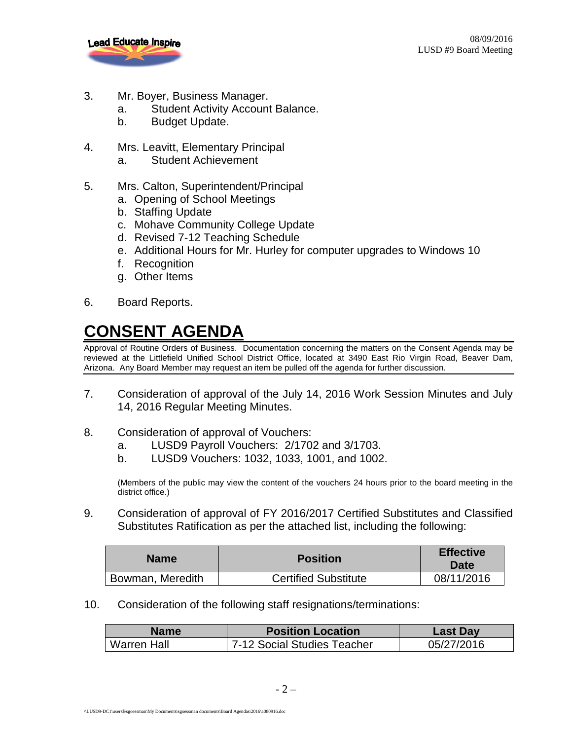3. Mr. Boyer, Business Manager.
   a. Student Activity Account Balance.
   b. Budget Update.

4. Mrs. Leavitt, Elementary Principal
   a. Student Achievement

5. Mrs. Calton, Superintendent/Principal
   a. Opening of School Meetings
   b. Staffing Update
   c. Mohave Community College Update
   d. Revised 7-12 Teaching Schedule
   e. Additional Hours for Mr. Hurley for computer upgrades to Windows 10
   f. Recognition
   g. Other Items

6. Board Reports.

# CONSENT AGENDA

Approval of Routine Orders of Business. Documentation concerning the matters on the Consent Agenda may be reviewed at the Littlefield Unified School District Office, located at 3490 East Rio Virgin Road, Beaver Dam, Arizona. Any Board Member may request an item be pulled off the agenda for further discussion.

7. Consideration of approval of the July 14, 2016 Work Session Minutes and July 14, 2016 Regular Meeting Minutes.

8. Consideration of approval of Vouchers:
   a. LUSD9 Payroll Vouchers: 2/1702 and 3/1703.
   b. LUSD9 Vouchers: 1032, 1033, 1001, and 1002.

   (Members of the public may view the content of the vouchers 24 hours prior to the board meeting in the district office.)

9. Consideration of approval of FY 2016/2017 Certified Substitutes and Classified Substitutes Ratification as per the attached list, including the following:

| Name | Position | Effective Date |
|---|---|---|
| Bowman, Meredith | Certified Substitute | 08/11/2016 |

10. Consideration of the following staff resignations/terminations:

| Name | Position Location | Last Day |
|---|---|---|
| Warren Hall | 7-12 Social Studies Teacher | 05/27/2016 |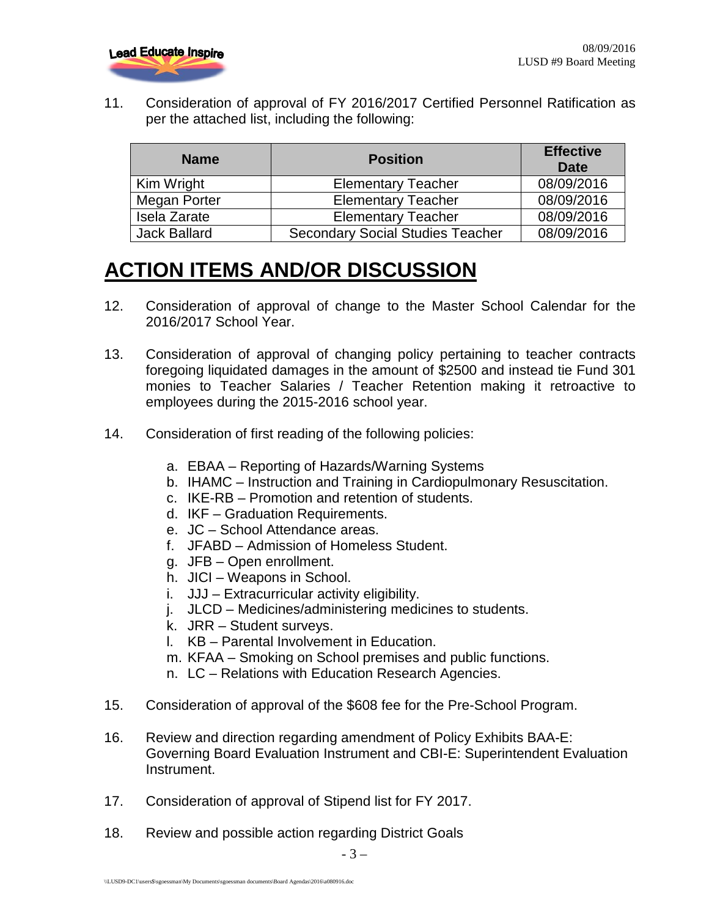11. Consideration of approval of FY 2016/2017 Certified Personnel Ratification as per the attached list, including the following:

| Name | Position | Effective Date |
|---|---|---|
| Kim Wright | Elementary Teacher | 08/09/2016 |
| Megan Porter | Elementary Teacher | 08/09/2016 |
| Isela Zarate | Elementary Teacher | 08/09/2016 |
| Jack Ballard | Secondary Social Studies Teacher | 08/09/2016 |

# ACTION ITEMS AND/OR DISCUSSION

12. Consideration of approval of change to the Master School Calendar for the 2016/2017 School Year.

13. Consideration of approval of changing policy pertaining to teacher contracts foregoing liquidated damages in the amount of $2500 and instead tie Fund 301 monies to Teacher Salaries / Teacher Retention making it retroactive to employees during the 2015-2016 school year.

14. Consideration of first reading of the following policies:

    a. EBAA – Reporting of Hazards/Warning Systems
    b. IHAMC – Instruction and Training in Cardiopulmonary Resuscitation.
    c. IKE-RB – Promotion and retention of students.
    d. IKF – Graduation Requirements.
    e. JC – School Attendance areas.
    f. JFABD – Admission of Homeless Student.
    g. JFB – Open enrollment.
    h. JICI – Weapons in School.
    i. JJJ – Extracurricular activity eligibility.
    j. JLCD – Medicines/administering medicines to students.
    k. JRR – Student surveys.
    l. KB – Parental Involvement in Education.
    m. KFAA – Smoking on School premises and public functions.
    n. LC – Relations with Education Research Agencies.

15. Consideration of approval of the $608 fee for the Pre-School Program.

16. Review and direction regarding amendment of Policy Exhibits BAA-E: Governing Board Evaluation Instrument and CBI-E: Superintendent Evaluation Instrument.

17. Consideration of approval of Stipend list for FY 2017.

18. Review and possible action regarding District Goals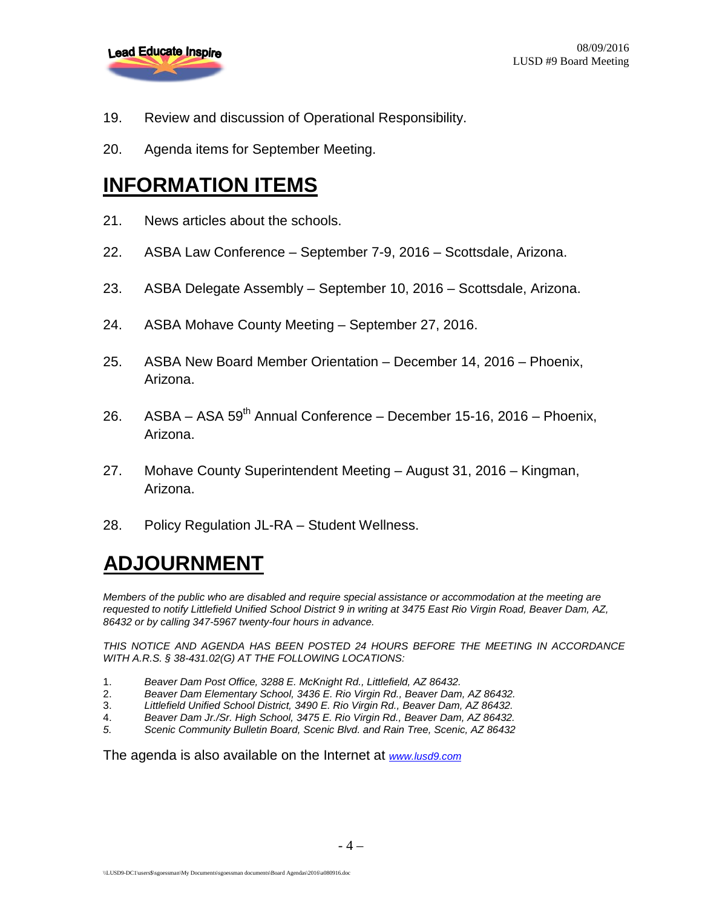19. Review and discussion of Operational Responsibility.

20. Agenda items for September Meeting.

# INFORMATION ITEMS

21. News articles about the schools.

22. ASBA Law Conference – September 7-9, 2016 – Scottsdale, Arizona.

23. ASBA Delegate Assembly – September 10, 2016 – Scottsdale, Arizona.

24. ASBA Mohave County Meeting – September 27, 2016.

25. ASBA New Board Member Orientation – December 14, 2016 – Phoenix, Arizona.

26. ASBA – ASA 59th Annual Conference – December 15-16, 2016 – Phoenix, Arizona.

27. Mohave County Superintendent Meeting – August 31, 2016 – Kingman, Arizona.

28. Policy Regulation JL-RA – Student Wellness.

# ADJOURNMENT

*Members of the public who are disabled and require special assistance or accommodation at the meeting are requested to notify Littlefield Unified School District 9 in writing at 3475 East Rio Virgin Road, Beaver Dam, AZ, 86432 or by calling 347-5967 twenty-four hours in advance.*

*THIS NOTICE AND AGENDA HAS BEEN POSTED 24 HOURS BEFORE THE MEETING IN ACCORDANCE WITH A.R.S. § 38-431.02(G) AT THE FOLLOWING LOCATIONS:*

1. *Beaver Dam Post Office, 3288 E. McKnight Rd., Littlefield, AZ 86432.*
2. *Beaver Dam Elementary School, 3436 E. Rio Virgin Rd., Beaver Dam, AZ 86432.*
3. *Littlefield Unified School District, 3490 E. Rio Virgin Rd., Beaver Dam, AZ 86432.*
4. *Beaver Dam Jr./Sr. High School, 3475 E. Rio Virgin Rd., Beaver Dam, AZ 86432.*
5. *Scenic Community Bulletin Board, Scenic Blvd. and Rain Tree, Scenic, AZ 86432*

The agenda is also available on the Internet at *www.lusd9.com*